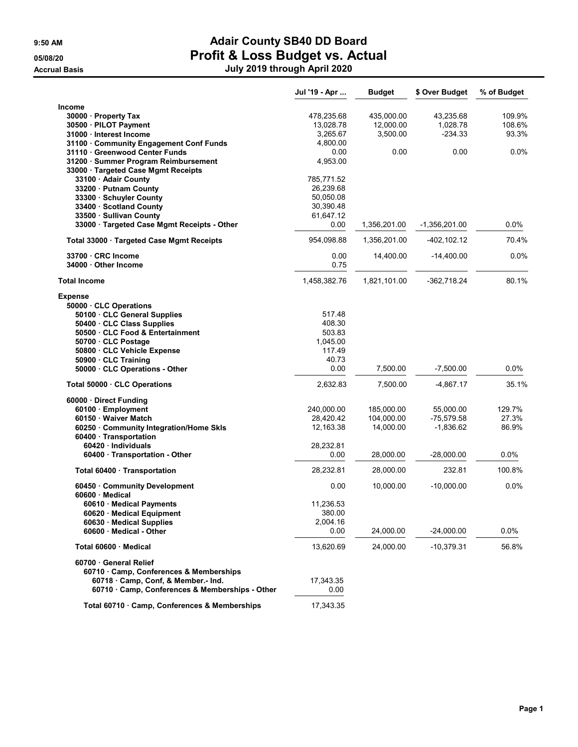9:50 AM
05/08/20
Accrual Basis

# Adair County SB40 DD Board
## Profit & Loss Budget vs. Actual
### July 2019 through April 2020

| | Jul '19 - Apr ... | Budget | $ Over Budget | % of Budget |
|---|---|---|---|---|
| **Income** | | | | |
| 30000 · Property Tax | 478,235.68 | 435,000.00 | 43,235.68 | 109.9% |
| 30500 · PILOT Payment | 13,028.78 | 12,000.00 | 1,028.78 | 108.6% |
| 31000 · Interest Income | 3,265.67 | 3,500.00 | -234.33 | 93.3% |
| 31100 · Community Engagement Conf Funds | 4,800.00 | | | |
| 31110 · Greenwood Center Funds | 0.00 | 0.00 | 0.00 | 0.0% |
| 31200 · Summer Program Reimbursement | 4,953.00 | | | |
| 33000 · Targeted Case Mgmt Receipts | | | | |
| 33100 · Adair County | 785,771.52 | | | |
| 33200 · Putnam County | 26,239.68 | | | |
| 33300 · Schuyler County | 50,050.08 | | | |
| 33400 · Scotland County | 30,390.48 | | | |
| 33500 · Sullivan County | 61,647.12 | | | |
| 33000 · Targeted Case Mgmt Receipts - Other | 0.00 | 1,356,201.00 | -1,356,201.00 | 0.0% |
| Total 33000 · Targeted Case Mgmt Receipts | 954,098.88 | 1,356,201.00 | -402,102.12 | 70.4% |
| 33700 · CRC Income | 0.00 | 14,400.00 | -14,400.00 | 0.0% |
| 34000 · Other Income | 0.75 | | | |
| **Total Income** | 1,458,382.76 | 1,821,101.00 | -362,718.24 | 80.1% |
| **Expense** | | | | |
| 50000 · CLC Operations | | | | |
| 50100 · CLC General Supplies | 517.48 | | | |
| 50400 · CLC Class Supplies | 408.30 | | | |
| 50500 · CLC Food & Entertainment | 503.83 | | | |
| 50700 · CLC Postage | 1,045.00 | | | |
| 50800 · CLC Vehicle Expense | 117.49 | | | |
| 50900 · CLC Training | 40.73 | | | |
| 50000 · CLC Operations - Other | 0.00 | 7,500.00 | -7,500.00 | 0.0% |
| Total 50000 · CLC Operations | 2,632.83 | 7,500.00 | -4,867.17 | 35.1% |
| 60000 · Direct Funding | | | | |
| 60100 · Employment | 240,000.00 | 185,000.00 | 55,000.00 | 129.7% |
| 60150 · Waiver Match | 28,420.42 | 104,000.00 | -75,579.58 | 27.3% |
| 60250 · Community Integration/Home Skls | 12,163.38 | 14,000.00 | -1,836.62 | 86.9% |
| 60400 · Transportation | | | | |
| 60420 · Individuals | 28,232.81 | | | |
| 60400 · Transportation - Other | 0.00 | 28,000.00 | -28,000.00 | 0.0% |
| Total 60400 · Transportation | 28,232.81 | 28,000.00 | 232.81 | 100.8% |
| 60450 · Community Development | 0.00 | 10,000.00 | -10,000.00 | 0.0% |
| 60600 · Medical | | | | |
| 60610 · Medical Payments | 11,236.53 | | | |
| 60620 · Medical Equipment | 380.00 | | | |
| 60630 · Medical Supplies | 2,004.16 | | | |
| 60600 · Medical - Other | 0.00 | 24,000.00 | -24,000.00 | 0.0% |
| Total 60600 · Medical | 13,620.69 | 24,000.00 | -10,379.31 | 56.8% |
| 60700 · General Relief | | | | |
| 60710 · Camp, Conferences & Memberships | | | | |
| 60718 · Camp, Conf, & Member.- Ind. | 17,343.35 | | | |
| 60710 · Camp, Conferences & Memberships - Other | 0.00 | | | |
| Total 60710 · Camp, Conferences & Memberships | 17,343.35 | | | |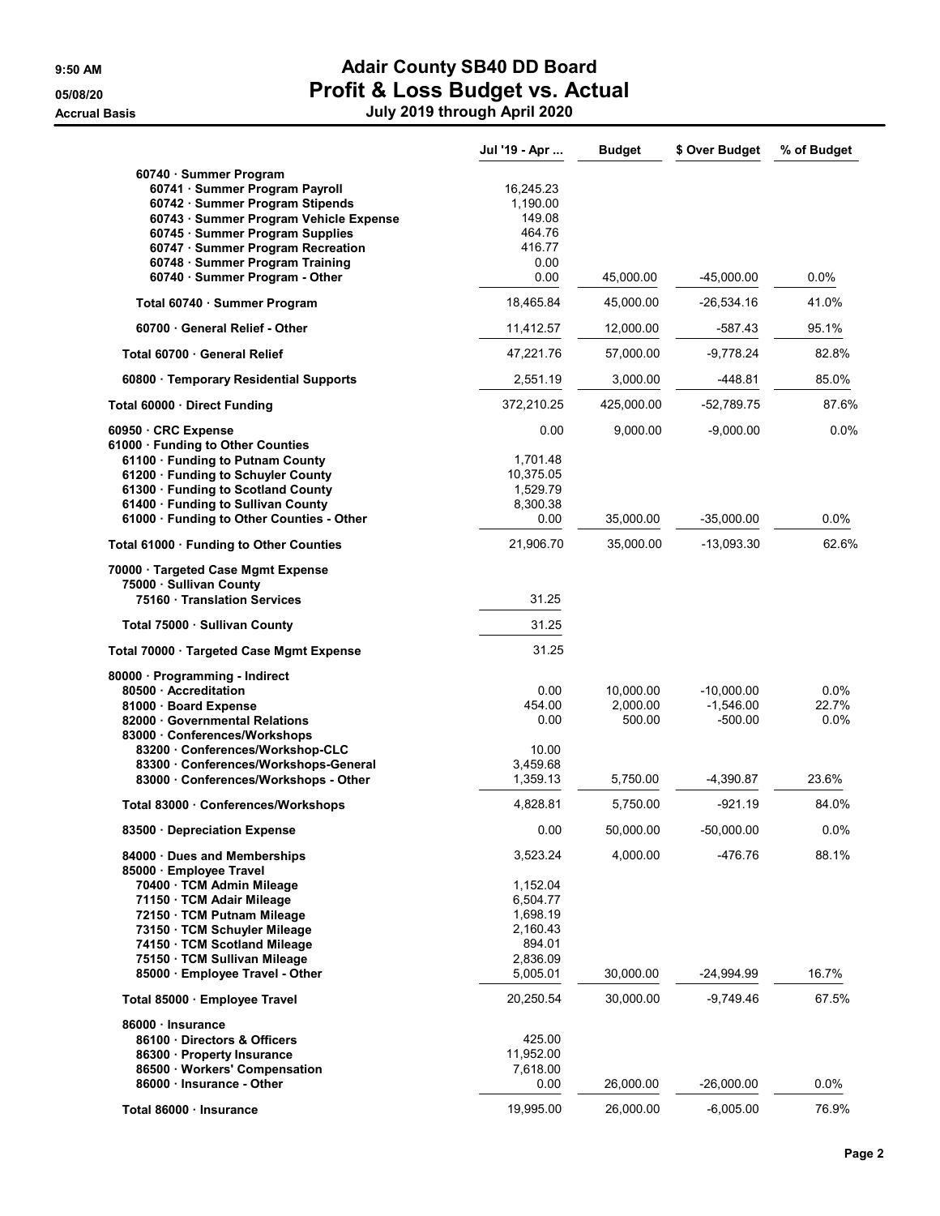# Adair County SB40 DD Board

## Profit & Loss Budget vs. Actual

### July 2019 through April 2020

Accrual Basis

| | Jul '19 - Apr ... | Budget | $ Over Budget | % of Budget |
|---|---|---|---|---|
| 60740 · Summer Program | | | | |
| 60741 · Summer Program Payroll | 16,245.23 | | | |
| 60742 · Summer Program Stipends | 1,190.00 | | | |
| 60743 · Summer Program Vehicle Expense | 149.08 | | | |
| 60745 · Summer Program Supplies | 464.76 | | | |
| 60747 · Summer Program Recreation | 416.77 | | | |
| 60748 · Summer Program Training | 0.00 | | | |
| 60740 · Summer Program - Other | 0.00 | 45,000.00 | -45,000.00 | 0.0% |
| Total 60740 · Summer Program | 18,465.84 | 45,000.00 | -26,534.16 | 41.0% |
| 60700 · General Relief - Other | 11,412.57 | 12,000.00 | -587.43 | 95.1% |
| Total 60700 · General Relief | 47,221.76 | 57,000.00 | -9,778.24 | 82.8% |
| 60800 · Temporary Residential Supports | 2,551.19 | 3,000.00 | -448.81 | 85.0% |
| Total 60000 · Direct Funding | 372,210.25 | 425,000.00 | -52,789.75 | 87.6% |
| 60950 · CRC Expense | 0.00 | 9,000.00 | -9,000.00 | 0.0% |
| 61000 · Funding to Other Counties | | | | |
| 61100 · Funding to Putnam County | 1,701.48 | | | |
| 61200 · Funding to Schuyler County | 10,375.05 | | | |
| 61300 · Funding to Scotland County | 1,529.79 | | | |
| 61400 · Funding to Sullivan County | 8,300.38 | | | |
| 61000 · Funding to Other Counties - Other | 0.00 | 35,000.00 | -35,000.00 | 0.0% |
| Total 61000 · Funding to Other Counties | 21,906.70 | 35,000.00 | -13,093.30 | 62.6% |
| 70000 · Targeted Case Mgmt Expense | | | | |
| 75000 · Sullivan County | | | | |
| 75160 · Translation Services | 31.25 | | | |
| Total 75000 · Sullivan County | 31.25 | | | |
| Total 70000 · Targeted Case Mgmt Expense | 31.25 | | | |
| 80000 · Programming - Indirect | | | | |
| 80500 · Accreditation | 0.00 | 10,000.00 | -10,000.00 | 0.0% |
| 81000 · Board Expense | 454.00 | 2,000.00 | -1,546.00 | 22.7% |
| 82000 · Governmental Relations | 0.00 | 500.00 | -500.00 | 0.0% |
| 83000 · Conferences/Workshops | | | | |
| 83200 · Conferences/Workshop-CLC | 10.00 | | | |
| 83300 · Conferences/Workshops-General | 3,459.68 | | | |
| 83000 · Conferences/Workshops - Other | 1,359.13 | 5,750.00 | -4,390.87 | 23.6% |
| Total 83000 · Conferences/Workshops | 4,828.81 | 5,750.00 | -921.19 | 84.0% |
| 83500 · Depreciation Expense | 0.00 | 50,000.00 | -50,000.00 | 0.0% |
| 84000 · Dues and Memberships | 3,523.24 | 4,000.00 | -476.76 | 88.1% |
| 85000 · Employee Travel | | | | |
| 70400 · TCM Admin Mileage | 1,152.04 | | | |
| 71150 · TCM Adair Mileage | 6,504.77 | | | |
| 72150 · TCM Putnam Mileage | 1,698.19 | | | |
| 73150 · TCM Schuyler Mileage | 2,160.43 | | | |
| 74150 · TCM Scotland Mileage | 894.01 | | | |
| 75150 · TCM Sullivan Mileage | 2,836.09 | | | |
| 85000 · Employee Travel - Other | 5,005.01 | 30,000.00 | -24,994.99 | 16.7% |
| Total 85000 · Employee Travel | 20,250.54 | 30,000.00 | -9,749.46 | 67.5% |
| 86000 · Insurance | | | | |
| 86100 · Directors & Officers | 425.00 | | | |
| 86300 · Property Insurance | 11,952.00 | | | |
| 86500 · Workers' Compensation | 7,618.00 | | | |
| 86000 · Insurance - Other | 0.00 | 26,000.00 | -26,000.00 | 0.0% |
| Total 86000 · Insurance | 19,995.00 | 26,000.00 | -6,005.00 | 76.9% |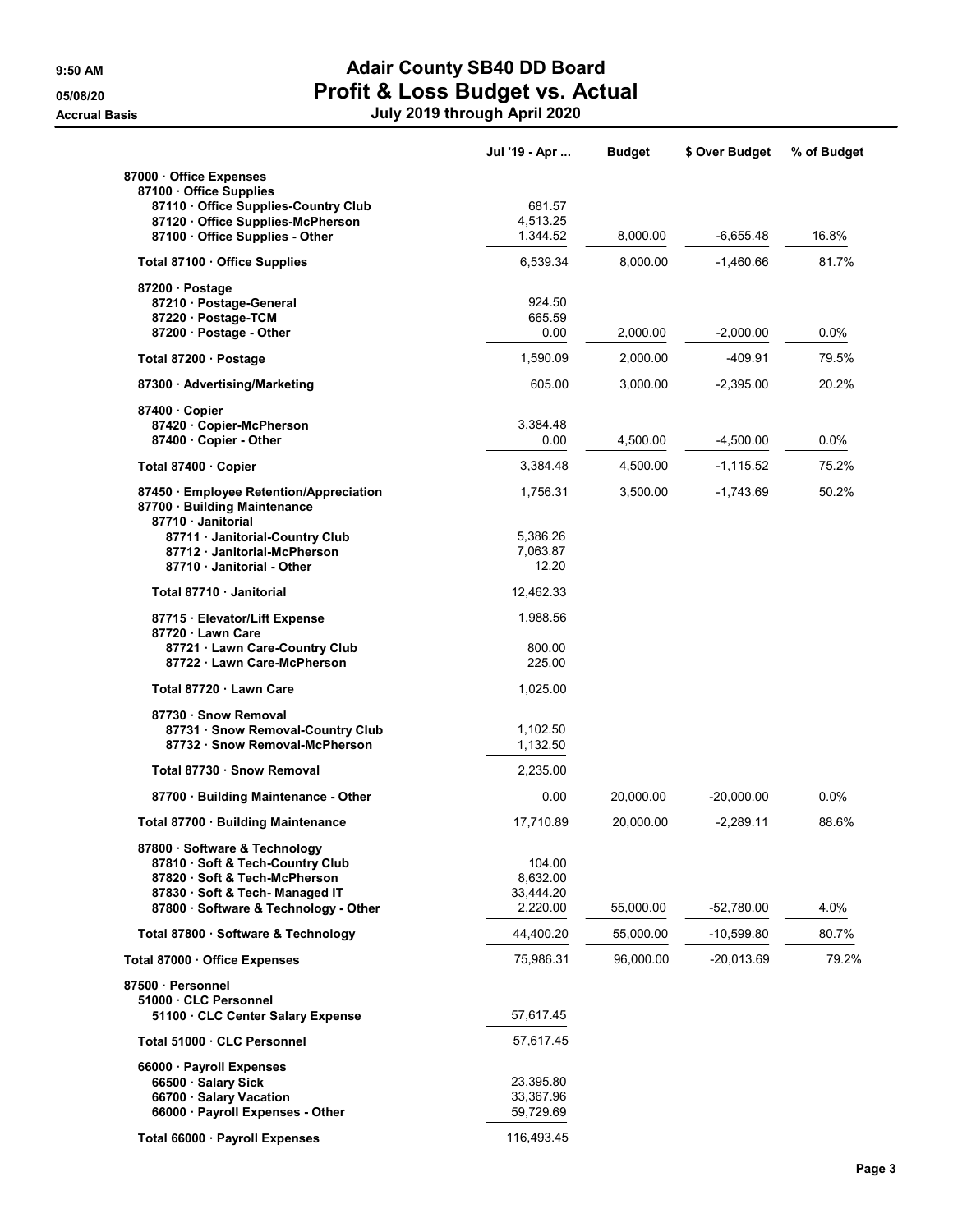# Adair County SB40 DD Board

## Profit & Loss Budget vs. Actual

### July 2019 through April 2020

9:50 AM
05/08/20
Accrual Basis

| | Jul '19 - Apr ... | Budget | $ Over Budget | % of Budget |
|---|---|---|---|---|
| 87000 · Office Expenses | | | | |
| 87100 · Office Supplies | | | | |
| 87110 · Office Supplies-Country Club | 681.57 | | | |
| 87120 · Office Supplies-McPherson | 4,513.25 | | | |
| 87100 · Office Supplies - Other | 1,344.52 | 8,000.00 | -6,655.48 | 16.8% |
| Total 87100 · Office Supplies | 6,539.34 | 8,000.00 | -1,460.66 | 81.7% |
| 87200 · Postage | | | | |
| 87210 · Postage-General | 924.50 | | | |
| 87220 · Postage-TCM | 665.59 | | | |
| 87200 · Postage - Other | 0.00 | 2,000.00 | -2,000.00 | 0.0% |
| Total 87200 · Postage | 1,590.09 | 2,000.00 | -409.91 | 79.5% |
| 87300 · Advertising/Marketing | 605.00 | 3,000.00 | -2,395.00 | 20.2% |
| 87400 · Copier | | | | |
| 87420 · Copier-McPherson | 3,384.48 | | | |
| 87400 · Copier - Other | 0.00 | 4,500.00 | -4,500.00 | 0.0% |
| Total 87400 · Copier | 3,384.48 | 4,500.00 | -1,115.52 | 75.2% |
| 87450 · Employee Retention/Appreciation | 1,756.31 | 3,500.00 | -1,743.69 | 50.2% |
| 87700 · Building Maintenance | | | | |
| 87710 · Janitorial | | | | |
| 87711 · Janitorial-Country Club | 5,386.26 | | | |
| 87712 · Janitorial-McPherson | 7,063.87 | | | |
| 87710 · Janitorial - Other | 12.20 | | | |
| Total 87710 · Janitorial | 12,462.33 | | | |
| 87715 · Elevator/Lift Expense | 1,988.56 | | | |
| 87720 · Lawn Care | | | | |
| 87721 · Lawn Care-Country Club | 800.00 | | | |
| 87722 · Lawn Care-McPherson | 225.00 | | | |
| Total 87720 · Lawn Care | 1,025.00 | | | |
| 87730 · Snow Removal | | | | |
| 87731 · Snow Removal-Country Club | 1,102.50 | | | |
| 87732 · Snow Removal-McPherson | 1,132.50 | | | |
| Total 87730 · Snow Removal | 2,235.00 | | | |
| 87700 · Building Maintenance - Other | 0.00 | 20,000.00 | -20,000.00 | 0.0% |
| Total 87700 · Building Maintenance | 17,710.89 | 20,000.00 | -2,289.11 | 88.6% |
| 87800 · Software & Technology | | | | |
| 87810 · Soft & Tech-Country Club | 104.00 | | | |
| 87820 · Soft & Tech-McPherson | 8,632.00 | | | |
| 87830 · Soft & Tech- Managed IT | 33,444.20 | | | |
| 87800 · Software & Technology - Other | 2,220.00 | 55,000.00 | -52,780.00 | 4.0% |
| Total 87800 · Software & Technology | 44,400.20 | 55,000.00 | -10,599.80 | 80.7% |
| Total 87000 · Office Expenses | 75,986.31 | 96,000.00 | -20,013.69 | 79.2% |
| 87500 · Personnel | | | | |
| 51000 · CLC Personnel | | | | |
| 51100 · CLC Center Salary Expense | 57,617.45 | | | |
| Total 51000 · CLC Personnel | 57,617.45 | | | |
| 66000 · Payroll Expenses | | | | |
| 66500 · Salary Sick | 23,395.80 | | | |
| 66700 · Salary Vacation | 33,367.96 | | | |
| 66000 · Payroll Expenses - Other | 59,729.69 | | | |
| Total 66000 · Payroll Expenses | 116,493.45 | | | |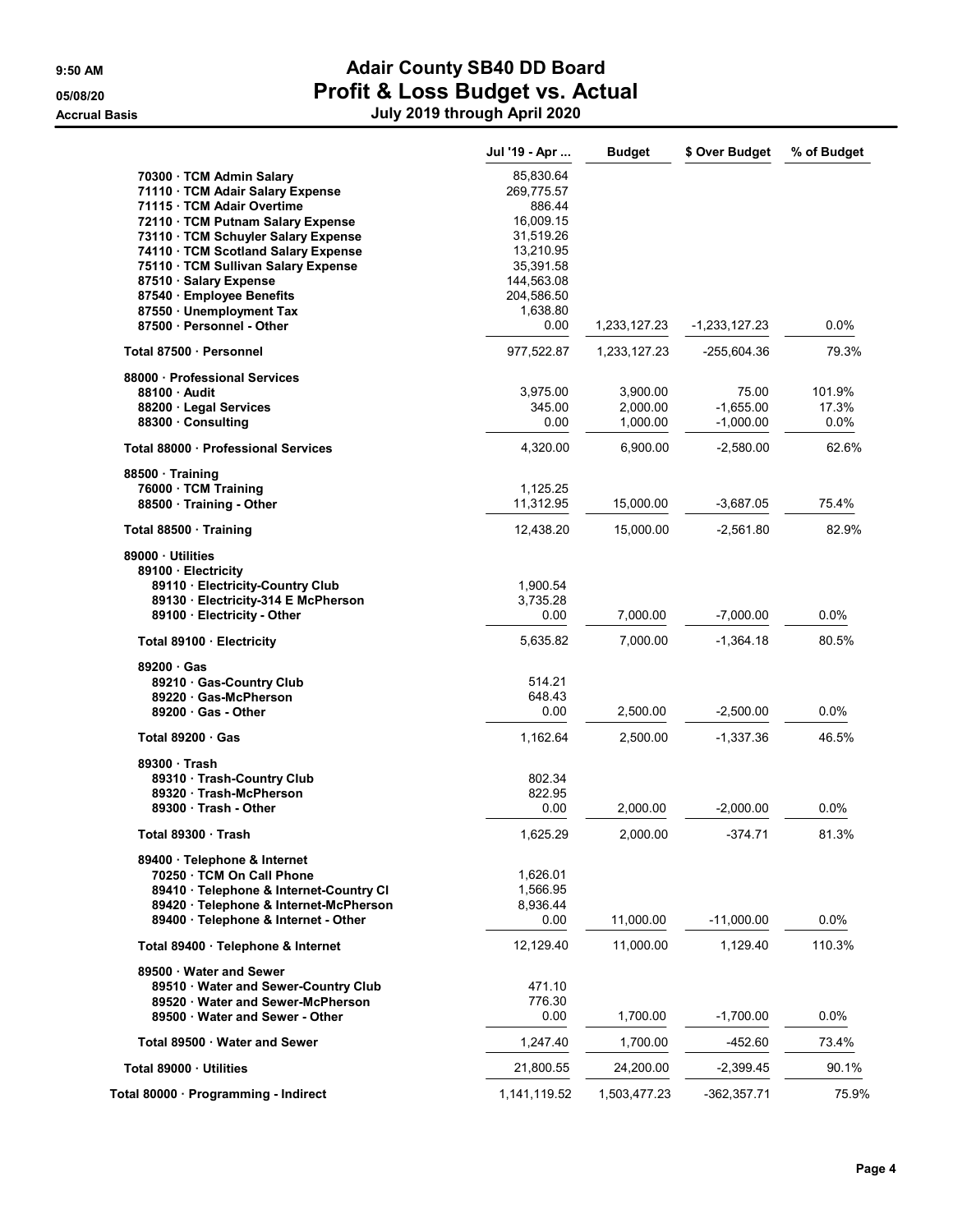# Adair County SB40 DD Board

## Profit & Loss Budget vs. Actual

### July 2019 through April 2020

9:50 AM
05/08/20
Accrual Basis

| | Jul '19 - Apr ... | Budget | $ Over Budget | % of Budget |
|---|---|---|---|---|
| 70300 · TCM Admin Salary | 85,830.64 | | | |
| 71110 · TCM Adair Salary Expense | 269,775.57 | | | |
| 71115 · TCM Adair Overtime | 886.44 | | | |
| 72110 · TCM Putnam Salary Expense | 16,009.15 | | | |
| 73110 · TCM Schuyler Salary Expense | 31,519.26 | | | |
| 74110 · TCM Scotland Salary Expense | 13,210.95 | | | |
| 75110 · TCM Sullivan Salary Expense | 35,391.58 | | | |
| 87510 · Salary Expense | 144,563.08 | | | |
| 87540 · Employee Benefits | 204,586.50 | | | |
| 87550 · Unemployment Tax | 1,638.80 | | | |
| 87500 · Personnel - Other | 0.00 | 1,233,127.23 | -1,233,127.23 | 0.0% |
| **Total 87500 · Personnel** | 977,522.87 | 1,233,127.23 | -255,604.36 | 79.3% |
| 88000 · Professional Services | | | | |
| 88100 · Audit | 3,975.00 | 3,900.00 | 75.00 | 101.9% |
| 88200 · Legal Services | 345.00 | 2,000.00 | -1,655.00 | 17.3% |
| 88300 · Consulting | 0.00 | 1,000.00 | -1,000.00 | 0.0% |
| **Total 88000 · Professional Services** | 4,320.00 | 6,900.00 | -2,580.00 | 62.6% |
| 88500 · Training | | | | |
| 76000 · TCM Training | 1,125.25 | | | |
| 88500 · Training - Other | 11,312.95 | 15,000.00 | -3,687.05 | 75.4% |
| **Total 88500 · Training** | 12,438.20 | 15,000.00 | -2,561.80 | 82.9% |
| 89000 · Utilities | | | | |
| 89100 · Electricity | | | | |
| 89110 · Electricity-Country Club | 1,900.54 | | | |
| 89130 · Electricity-314 E McPherson | 3,735.28 | | | |
| 89100 · Electricity - Other | 0.00 | 7,000.00 | -7,000.00 | 0.0% |
| **Total 89100 · Electricity** | 5,635.82 | 7,000.00 | -1,364.18 | 80.5% |
| 89200 · Gas | | | | |
| 89210 · Gas-Country Club | 514.21 | | | |
| 89220 · Gas-McPherson | 648.43 | | | |
| 89200 · Gas - Other | 0.00 | 2,500.00 | -2,500.00 | 0.0% |
| **Total 89200 · Gas** | 1,162.64 | 2,500.00 | -1,337.36 | 46.5% |
| 89300 · Trash | | | | |
| 89310 · Trash-Country Club | 802.34 | | | |
| 89320 · Trash-McPherson | 822.95 | | | |
| 89300 · Trash - Other | 0.00 | 2,000.00 | -2,000.00 | 0.0% |
| **Total 89300 · Trash** | 1,625.29 | 2,000.00 | -374.71 | 81.3% |
| 89400 · Telephone & Internet | | | | |
| 70250 · TCM On Call Phone | 1,626.01 | | | |
| 89410 · Telephone & Internet-Country Cl | 1,566.95 | | | |
| 89420 · Telephone & Internet-McPherson | 8,936.44 | | | |
| 89400 · Telephone & Internet - Other | 0.00 | 11,000.00 | -11,000.00 | 0.0% |
| **Total 89400 · Telephone & Internet** | 12,129.40 | 11,000.00 | 1,129.40 | 110.3% |
| 89500 · Water and Sewer | | | | |
| 89510 · Water and Sewer-Country Club | 471.10 | | | |
| 89520 · Water and Sewer-McPherson | 776.30 | | | |
| 89500 · Water and Sewer - Other | 0.00 | 1,700.00 | -1,700.00 | 0.0% |
| **Total 89500 · Water and Sewer** | 1,247.40 | 1,700.00 | -452.60 | 73.4% |
| **Total 89000 · Utilities** | 21,800.55 | 24,200.00 | -2,399.45 | 90.1% |
| **Total 80000 · Programming - Indirect** | 1,141,119.52 | 1,503,477.23 | -362,357.71 | 75.9% |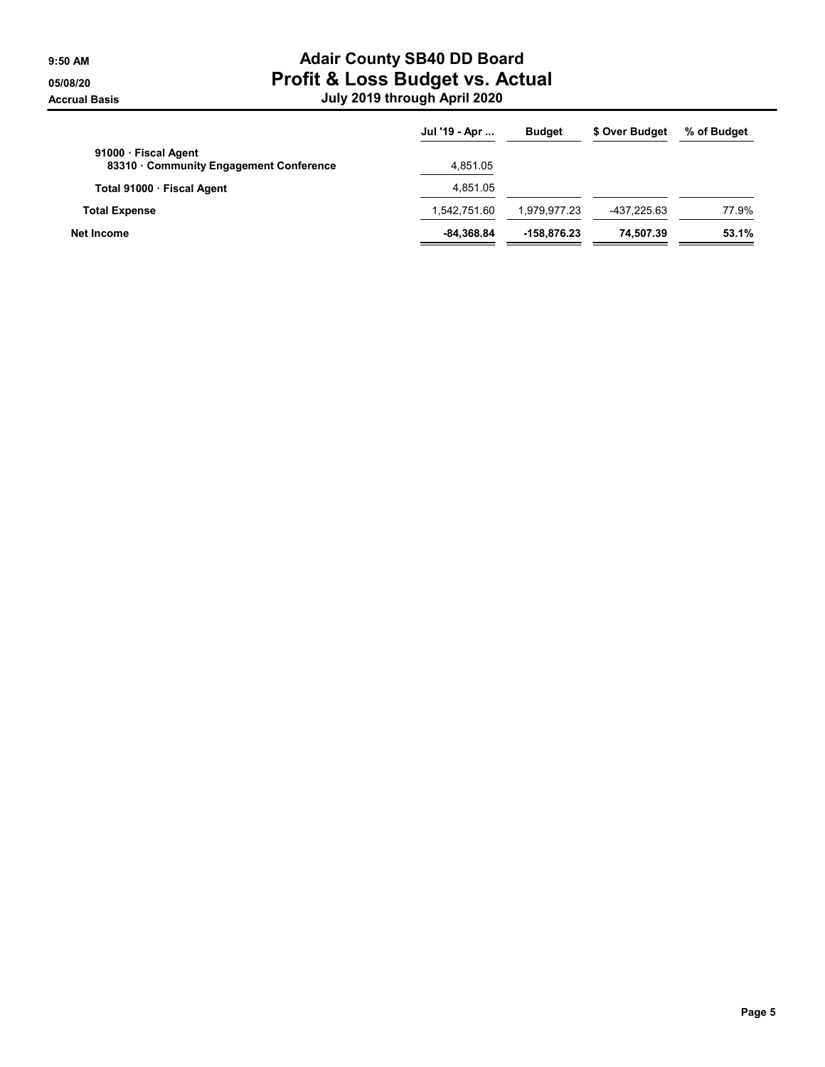# Adair County SB40 DD Board
## Profit & Loss Budget vs. Actual
### July 2019 through April 2020

9:50 AM
05/08/20
Accrual Basis

| | Jul '19 - Apr ... | Budget | $ Over Budget | % of Budget |
|---|---|---|---|---|
| 91000 · Fiscal Agent | | | | |
| 83310 · Community Engagement Conference | 4,851.05 | | | |
| Total 91000 · Fiscal Agent | 4,851.05 | | | |
| **Total Expense** | 1,542,751.60 | 1,979,977.23 | -437,225.63 | 77.9% |
| **Net Income** | **-84,368.84** | **-158,876.23** | **74,507.39** | **53.1%** |